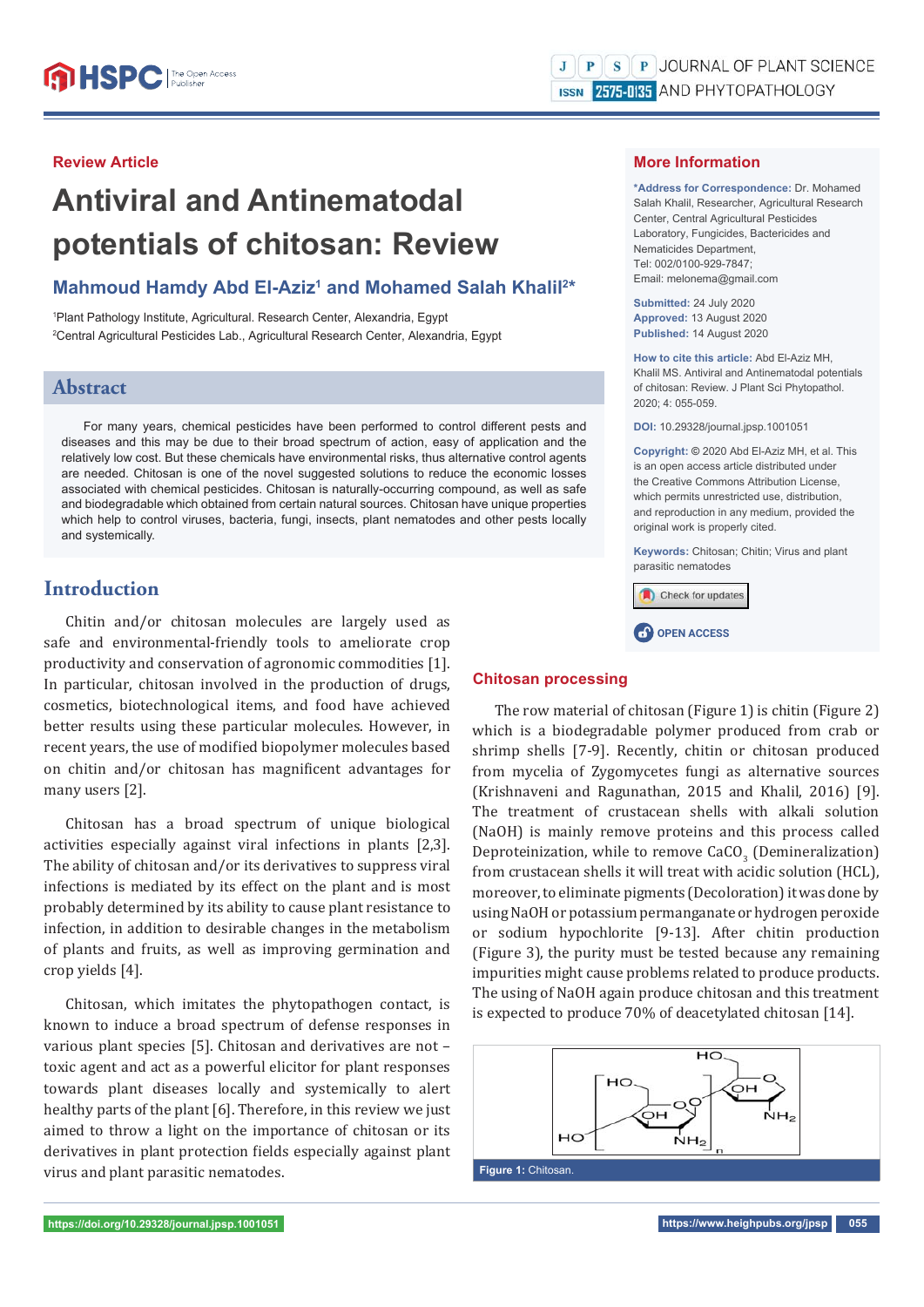Review Article

# Antiviral and Antinematodal potentials of chitosan: Review

## Mahmoud Hamdy Abd El-Aziz[1] and Mohamed Salah Khalil[2]*

[1]Plant Pathology Institute, Agricultural. Research Center, Alexandria, Egypt
[2]Central Agricultural Pesticides Lab., Agricultural Research Center, Alexandria, Egypt

## Abstract

For many years, chemical pesticides have been performed to control different pests and diseases and this may be due to their broad spectrum of action, easy of application and the relatively low cost. But these chemicals have environmental risks, thus alternative control agents are needed. Chitosan is one of the novel suggested solutions to reduce the economic losses associated with chemical pesticides. Chitosan is naturally-occurring compound, as well as safe and biodegradable which obtained from certain natural sources. Chitosan have unique properties which help to control viruses, bacteria, fungi, insects, plant nematodes and other pests locally and systemically.

### More Information

***Address for Correspondence:** Dr. Mohamed Salah Khalil, Researcher, Central Agricultural Research Center, Central Agricultural Pesticides Laboratory, Fungicides, Bactericides and Nematicides Department, Tel: 002/0100-929-7847; Email: melonema@gmail.com

**Submitted:** 24 July 2020
**Approved:** 13 August 2020
**Published:** 14 August 2020

**How to cite this article:** Abd El-Aziz MH, Khalil MS. Antiviral and Antinematodal potentials of chitosan: Review. J Plant Sci Phytopathol. 2020; 4: 055-059.

**DOI:** 10.29328/journal.jpsp.1001051

**Copyright:** © 2020 Abd El-Aziz MH, et al. This is an open access article distributed under the Creative Commons Attribution License, which permits unrestricted use, distribution, and reproduction in any medium, provided the original work is properly cited.

**Keywords:** Chitosan; Chitin; Virus and plant parasitic nematodes

OPEN ACCESS

## Introduction

Chitin and/or chitosan molecules are largely used as safe and environmental-friendly tools to ameliorate crop productivity and conservation of agronomic commodities [1]. In particular, chitosan involved in the production of drugs, cosmetics, biotechnological items, and food have achieved better results using these particular molecules. However, in recent years, the use of modified biopolymer molecules based on chitin and/or chitosan has magnificent advantages for many users [2].

Chitosan has a broad spectrum of unique biological activities especially against viral infections in plants [2,3]. The ability of chitosan and/or its derivatives to suppress viral infections is mediated by its effect on the plant and is most probably determined by its ability to cause plant resistance to infection, in addition to desirable changes in the metabolism of plants and fruits, as well as improving germination and crop yields [4].

Chitosan, which imitates the phytopathogen contact, is known to induce a broad spectrum of defense responses in various plant species [5]. Chitosan and derivatives are not –toxic agent and act as a powerful elicitor for plant responses towards plant diseases locally and systemically to alert healthy parts of the plant [6]. Therefore, in this review we just aimed to throw a light on the importance of chitosan or its derivatives in plant protection fields especially against plant virus and plant parasitic nematodes.

## Chitosan processing

The row material of chitosan (Figure 1) is chitin (Figure 2) which is a biodegradable polymer produced from crab or shrimp shells [7-9]. Recently, chitin or chitosan produced from mycelia of Zygomycetes fungi as alternative sources (Krishnaveni and Ragunathan, 2015 and Khalil, 2016) [9]. The treatment of crustacean shells with alkali solution (NaOH) is mainly remove proteins and this process called Deproteinization, while to remove $CaCO_3$ (Demineralization) from crustacean shells it will treat with acidic solution (HCL), moreover, to eliminate pigments (Decoloration) it was done by using NaOH or potassium permanganate or hydrogen peroxide or sodium hypochlorite [9-13]. After chitin production (Figure 3), the purity must be tested because any remaining impurities might cause problems related to produce products. The using of NaOH again produce chitosan and this treatment is expected to produce 70% of deacetylated chitosan [14].

**Figure 1:** Chitosan.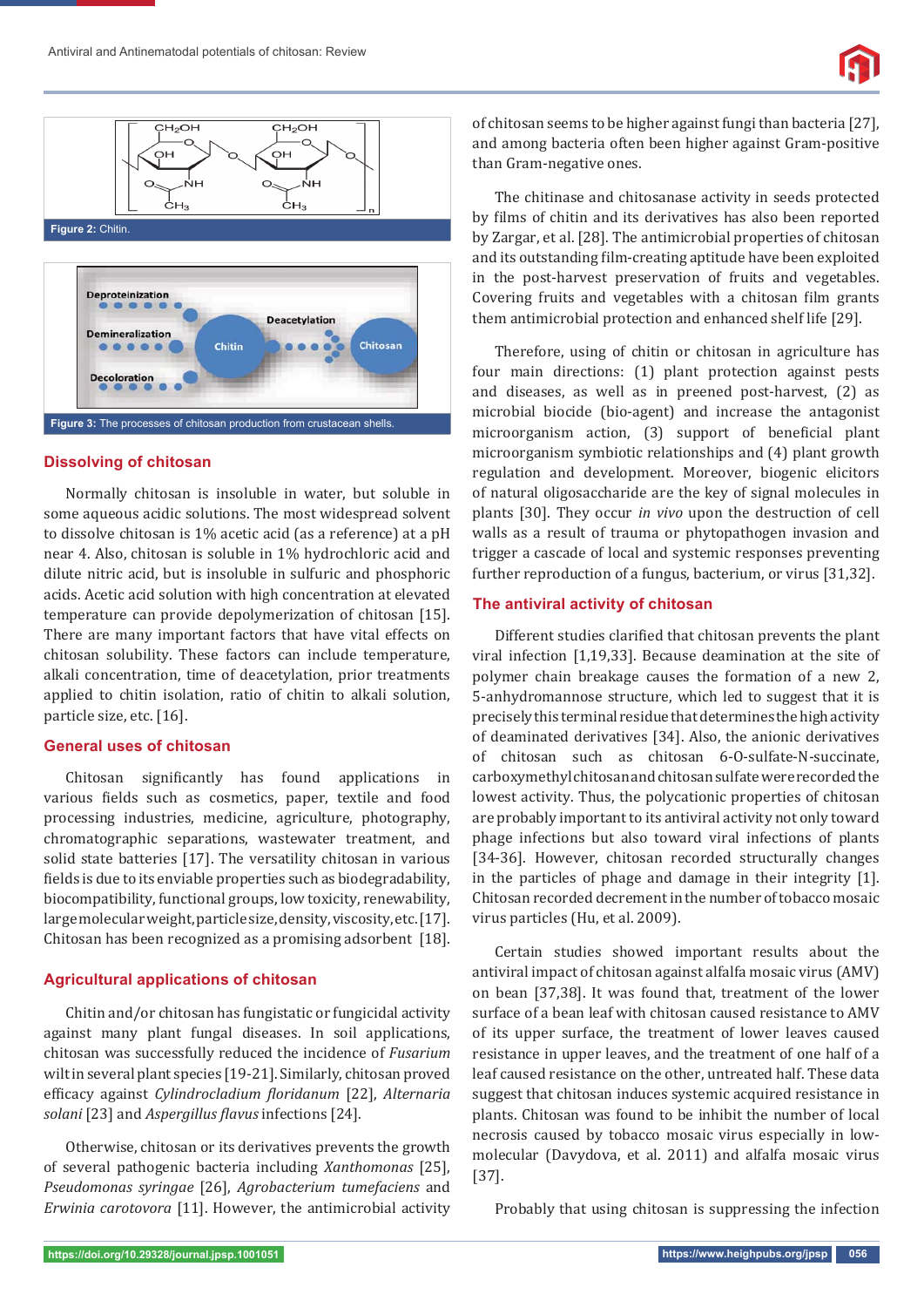Figure 2: Chitin.

Figure 3: The processes of chitosan production from crustacean shells.

## Dissolving of chitosan

Normally chitosan is insoluble in water, but soluble in some aqueous acidic solutions. The most widespread solvent to dissolve chitosan is 1% acetic acid (as a reference) at a pH near 4. Also, chitosan is soluble in 1% hydrochloric acid and dilute nitric acid, but is insoluble in sulfuric and phosphoric acids. Acetic acid solution with high concentration at elevated temperature can provide depolymerization of chitosan [15]. There are many important factors that have vital effects on chitosan solubility. These factors can include temperature, alkali concentration, time of deacetylation, prior treatments applied to chitin isolation, ratio of chitin to alkali solution, particle size, etc. [16].

## General uses of chitosan

Chitosan significantly has found applications in various fields such as cosmetics, paper, textile and food processing industries, medicine, agriculture, photography, chromatographic separations, wastewater treatment, and solid state batteries [17]. The versatility chitosan in various fields is due to its enviable properties such as biodegradability, biocompatibility, functional groups, low toxicity, renewability, large molecular weight, particle size, density, viscosity, etc. [17]. Chitosan has been recognized as a promising adsorbent [18].

## Agricultural applications of chitosan

Chitin and/or chitosan has fungistatic or fungicidal activity against many plant fungal diseases. In soil applications, chitosan was successfully reduced the incidence of *Fusarium* wilt in several plant species [19-21]. Similarly, chitosan proved efficacy against *Cylindrocladium floridanum* [22], *Alternaria solani* [23] and *Aspergillus flavus* infections [24].

Otherwise, chitosan or its derivatives prevents the growth of several pathogenic bacteria including *Xanthomonas* [25], *Pseudomonas syringae* [26], *Agrobacterium tumefaciens* and *Erwinia carotovora* [11]. However, the antimicrobial activity of chitosan seems to be higher against fungi than bacteria [27], and among bacteria often been higher against Gram-positive than Gram-negative ones.

The chitinase and chitosanase activity in seeds protected by films of chitin and its derivatives has also been reported by Zargar, et al. [28]. The antimicrobial properties of chitosan and its outstanding film-creating aptitude have been exploited in the post-harvest preservation of fruits and vegetables. Covering fruits and vegetables with a chitosan film grants them antimicrobial protection and enhanced shelf life [29].

Therefore, using of chitin or chitosan in agriculture has four main directions: (1) plant protection against pests and diseases, as well as in preened post-harvest, (2) as microbial biocide (bio-agent) and increase the antagonist microorganism action, (3) support of beneficial plant microorganism symbiotic relationships and (4) plant growth regulation and development. Moreover, biogenic elicitors of natural oligosaccharide are the key of signal molecules in plants [30]. They occur *in vivo* upon the destruction of cell walls as a result of trauma or phytopathogen invasion and trigger a cascade of local and systemic responses preventing further reproduction of a fungus, bacterium, or virus [31,32].

## The antiviral activity of chitosan

Different studies clarified that chitosan prevents the plant viral infection [1,19,33]. Because deamination at the site of polymer chain breakage causes the formation of a new 2, 5-anhydromannose structure, which led to suggest that it is precisely this terminal residue that determines the high activity of deaminated derivatives [34]. Also, the anionic derivatives of chitosan such as chitosan 6-O-sulfate-N-succinate, carboxymethyl chitosan and chitosan sulfate were recorded the lowest activity. Thus, the polycationic properties of chitosan are probably important to its antiviral activity not only toward phage infections but also toward viral infections of plants [34-36]. However, chitosan recorded structurally changes in the particles of phage and damage in their integrity [1]. Chitosan recorded decrement in the number of tobacco mosaic virus particles (Hu, et al. 2009).

Certain studies showed important results about the antiviral impact of chitosan against alfalfa mosaic virus (AMV) on bean [37,38]. It was found that, treatment of the lower surface of a bean leaf with chitosan caused resistance to AMV of its upper surface, the treatment of lower leaves caused resistance in upper leaves, and the treatment of one half of a leaf caused resistance on the other, untreated half. These data suggest that chitosan induces systemic acquired resistance in plants. Chitosan was found to be inhibit the number of local necrosis caused by tobacco mosaic virus especially in low-molecular (Davydova, et al. 2011) and alfalfa mosaic virus [37].

Probably that using chitosan is suppressing the infection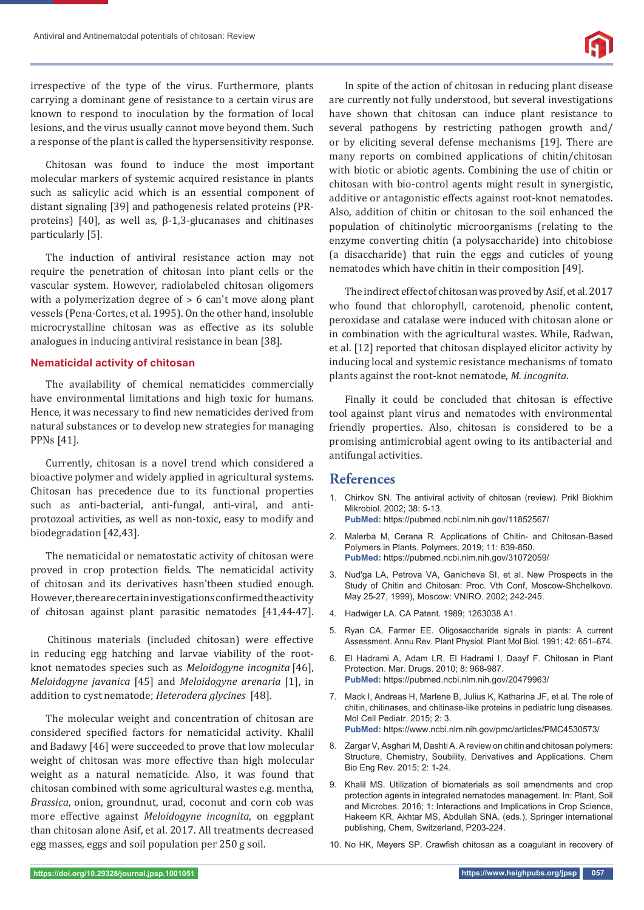irrespective of the type of the virus. Furthermore, plants carrying a dominant gene of resistance to a certain virus are known to respond to inoculation by the formation of local lesions, and the virus usually cannot move beyond them. Such a response of the plant is called the hypersensitivity response.

Chitosan was found to induce the most important molecular markers of systemic acquired resistance in plants such as salicylic acid which is an essential component of distant signaling [39] and pathogenesis related proteins (PR-proteins) [40], as well as, β-1,3-glucanases and chitinases particularly [5].

The induction of antiviral resistance action may not require the penetration of chitosan into plant cells or the vascular system. However, radiolabeled chitosan oligomers with a polymerization degree of > 6 can't move along plant vessels (Pena-Cortes, et al. 1995). On the other hand, insoluble microcrystalline chitosan was as effective as its soluble analogues in inducing antiviral resistance in bean [38].

## Nematicidal activity of chitosan

The availability of chemical nematicides commercially have environmental limitations and high toxic for humans. Hence, it was necessary to find new nematicides derived from natural substances or to develop new strategies for managing PPNs [41].

Currently, chitosan is a novel trend which considered a bioactive polymer and widely applied in agricultural systems. Chitosan has precedence due to its functional properties such as anti-bacterial, anti-fungal, anti-viral, and anti-protozoal activities, as well as non-toxic, easy to modify and biodegradation [42,43].

The nematicidal or nematostatic activity of chitosan were proved in crop protection fields. The nematicidal activity of chitosan and its derivatives hasn'tbeen studied enough. However, there are certain investigations confirmed the activity of chitosan against plant parasitic nematodes [41,44-47].

Chitinous materials (included chitosan) were effective in reducing egg hatching and larvae viability of the root-knot nematodes species such as *Meloidogyne incognita* [46], *Meloidogyne javanica* [45] and *Meloidogyne arenaria* [1], in addition to cyst nematode; *Heterodera glycines* [48].

The molecular weight and concentration of chitosan are considered specified factors for nematicidal activity. Khalil and Badawy [46] were succeeded to prove that low molecular weight of chitosan was more effective than high molecular weight as a natural nematicide. Also, it was found that chitosan combined with some agricultural wastes e.g. mentha, *Brassica*, onion, groundnut, urad, coconut and corn cob was more effective against *Meloidogyne incognita*, on eggplant than chitosan alone Asif, et al. 2017. All treatments decreased egg masses, eggs and soil population per 250 g soil.

In spite of the action of chitosan in reducing plant disease are currently not fully understood, but several investigations have shown that chitosan can induce plant resistance to several pathogens by restricting pathogen growth and/or by eliciting several defense mechanisms [19]. There are many reports on combined applications of chitin/chitosan with biotic or abiotic agents. Combining the use of chitin or chitosan with bio-control agents might result in synergistic, additive or antagonistic effects against root-knot nematodes. Also, addition of chitin or chitosan to the soil enhanced the population of chitinolytic microorganisms (relating to the enzyme converting chitin (a polysaccharide) into chitobiose (a disaccharide) that ruin the eggs and cuticles of young nematodes which have chitin in their composition [49].

The indirect effect of chitosan was proved by Asif, et al. 2017 who found that chlorophyll, carotenoid, phenolic content, peroxidase and catalase were induced with chitosan alone or in combination with the agricultural wastes. While, Radwan, et al. [12] reported that chitosan displayed elicitor activity by inducing local and systemic resistance mechanisms of tomato plants against the root-knot nematode, *M. incognita*.

Finally it could be concluded that chitosan is effective tool against plant virus and nematodes with environmental friendly properties. Also, chitosan is considered to be a promising antimicrobial agent owing to its antibacterial and antifungal activities.

## References

1. Chirkov SN. The antiviral activity of chitosan (review). Prikl Biokhim Mikrobiol. 2002; 38: 5-13.
   **PubMed:** https://pubmed.ncbi.nlm.nih.gov/11852567/
2. Malerba M, Cerana R. Applications of Chitin- and Chitosan-Based Polymers in Plants. Polymers. 2019; 11: 839-850.
   **PubMed:** https://pubmed.ncbi.nlm.nih.gov/31072059/
3. Nud'ga LA, Petrova VA, Ganicheva SI, et al. New Prospects in the Study of Chitin and Chitosan: Proc. Vth Conf, Moscow-Shchelkovo. May 25-27, 1999), Moscow: VNIRO. 2002; 242-245.
4. Hadwiger LA. CA Patent. 1989; 1263038 A1.
5. Ryan CA, Farmer EE. Oligosaccharide signals in plants: A current Assessment. Annu Rev. Plant Physiol. Plant Mol Biol. 1991; 42: 651–674.
6. El Hadrami A, Adam LR, El Hadrami I, Daayf F. Chitosan in Plant Protection. Mar. Drugs. 2010; 8: 968-987.
   **PubMed:** https://pubmed.ncbi.nlm.nih.gov/20479963/
7. Mack I, Andreas H, Marlene B, Julius K, Katharina JF, et al. The role of chitin, chitinases, and chitinase-like proteins in pediatric lung diseases. Mol Cell Pediatr. 2015; 2: 3.
   **PubMed:** https://www.ncbi.nlm.nih.gov/pmc/articles/PMC4530573/
8. Zargar V, Asghari M, Dashti A. A review on chitin and chitosan polymers: Structure, Chemistry, Soubility, Derivatives and Applications. Chem Bio Eng Rev. 2015; 2: 1-24.
9. Khalil MS. Utilization of biomaterials as soil amendments and crop protection agents in integrated nematodes management. In: Plant, Soil and Microbes. 2016; 1: Interactions and Implications in Crop Science, Hakeem KR, Akhtar MS, Abdullah SNA. (eds.), Springer international publishing, Chem, Switzerland, P203-224.
10. No HK, Meyers SP. Crawfish chitosan as a coagulant in recovery of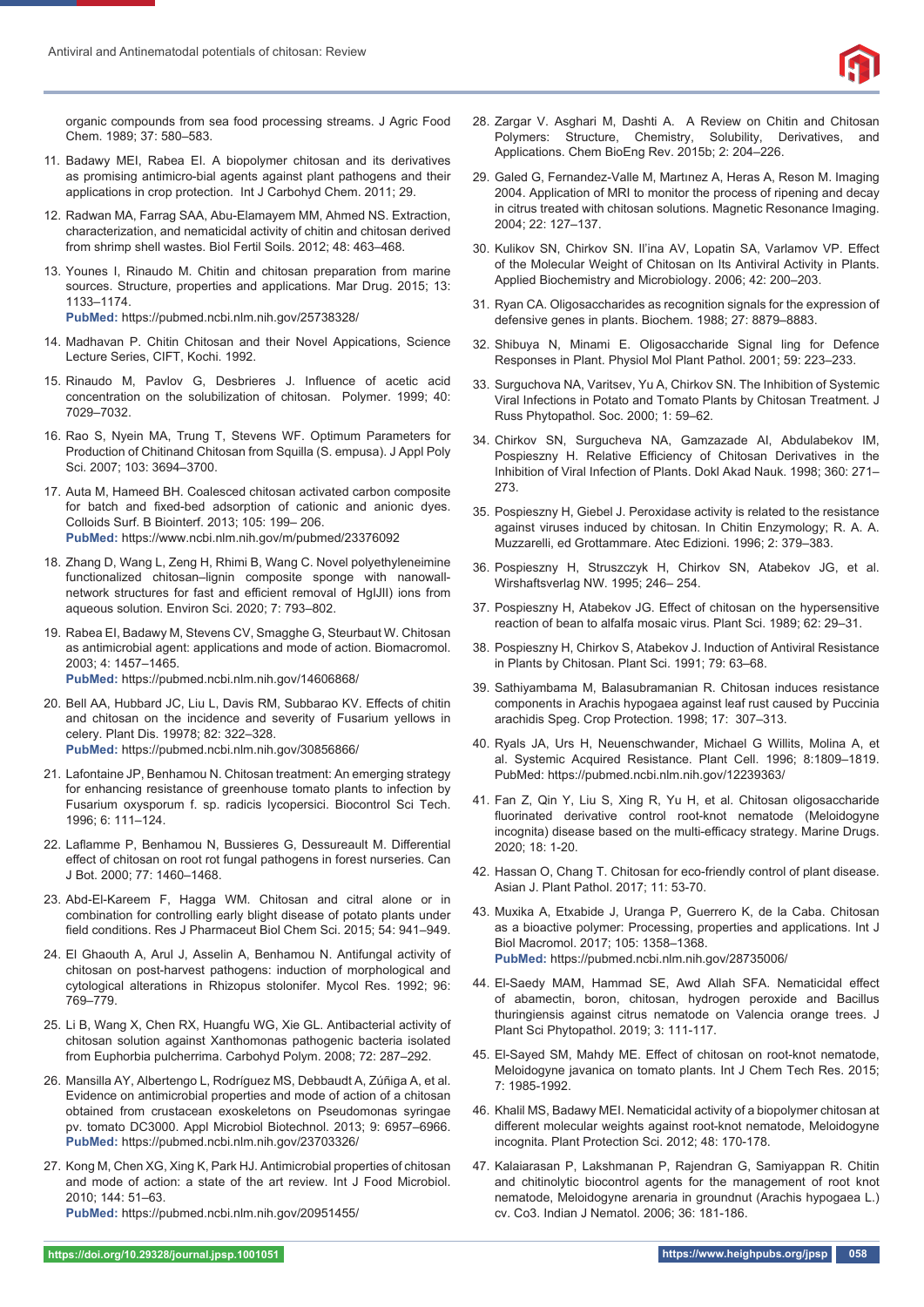organic compounds from sea food processing streams. J Agric Food Chem. 1989; 37: 580–583.

11. Badawy MEI, Rabea EI. A biopolymer chitosan and its derivatives as promising antimicro-bial agents against plant pathogens and their applications in crop protection. Int J Carbohyd Chem. 2011; 29.

12. Radwan MA, Farrag SAA, Abu-Elamayem MM, Ahmed NS. Extraction, characterization, and nematicidal activity of chitin and chitosan derived from shrimp shell wastes. Biol Fertil Soils. 2012; 48: 463–468.

13. Younes I, Rinaudo M. Chitin and chitosan preparation from marine sources. Structure, properties and applications. Mar Drug. 2015; 13: 1133–1174.
**PubMed:** https://pubmed.ncbi.nlm.nih.gov/25738328/

14. Madhavan P. Chitin Chitosan and their Novel Appications, Science Lecture Series, CIFT, Kochi. 1992.

15. Rinaudo M, Pavlov G, Desbrieres J. Influence of acetic acid concentration on the solubilization of chitosan. Polymer. 1999; 40: 7029–7032.

16. Rao S, Nyein MA, Trung T, Stevens WF. Optimum Parameters for Production of Chitinand Chitosan from Squilla (S. empusa). J Appl Poly Sci. 2007; 103: 3694–3700.

17. Auta M, Hameed BH. Coalesced chitosan activated carbon composite for batch and fixed-bed adsorption of cationic and anionic dyes. Colloids Surf. B Biointerf. 2013; 105: 199– 206.
**PubMed:** https://www.ncbi.nlm.nih.gov/m/pubmed/23376092

18. Zhang D, Wang L, Zeng H, Rhimi B, Wang C. Novel polyethyleneimine functionalized chitosan–lignin composite sponge with nanowall-network structures for fast and efficient removal of HgIJII) ions from aqueous solution. Environ Sci. 2020; 7: 793–802.

19. Rabea EI, Badawy M, Stevens CV, Smagghe G, Steurbaut W. Chitosan as antimicrobial agent: applications and mode of action. Biomacromol. 2003; 4: 1457–1465.
**PubMed:** https://pubmed.ncbi.nlm.nih.gov/14606868/

20. Bell AA, Hubbard JC, Liu L, Davis RM, Subbarao KV. Effects of chitin and chitosan on the incidence and severity of Fusarium yellows in celery. Plant Dis. 19978; 82: 322–328.
**PubMed:** https://pubmed.ncbi.nlm.nih.gov/30856866/

21. Lafontaine JP, Benhamou N. Chitosan treatment: An emerging strategy for enhancing resistance of greenhouse tomato plants to infection by Fusarium oxysporum f. sp. radicis lycopersici. Biocontrol Sci Tech. 1996; 6: 111–124.

22. Laflamme P, Benhamou N, Bussieres G, Dessureault M. Differential effect of chitosan on root rot fungal pathogens in forest nurseries. Can J Bot. 2000; 77: 1460–1468.

23. Abd-El-Kareem F, Hagga WM. Chitosan and citral alone or in combination for controlling early blight disease of potato plants under field conditions. Res J Pharmaceut Biol Chem Sci. 2015; 54: 941–949.

24. El Ghaouth A, Arul J, Asselin A, Benhamou N. Antifungal activity of chitosan on post-harvest pathogens: induction of morphological and cytological alterations in Rhizopus stolonifer. Mycol Res. 1992; 96: 769–779.

25. Li B, Wang X, Chen RX, Huangfu WG, Xie GL. Antibacterial activity of chitosan solution against Xanthomonas pathogenic bacteria isolated from Euphorbia pulcherrima. Carbohyd Polym. 2008; 72: 287–292.

26. Mansilla AY, Albertengo L, Rodríguez MS, Debbaudt A, Zúñiga A, et al. Evidence on antimicrobial properties and mode of action of a chitosan obtained from crustacean exoskeletons on Pseudomonas syringae pv. tomato DC3000. Appl Microbiol Biotechnol. 2013; 9: 6957–6966.
**PubMed:** https://pubmed.ncbi.nlm.nih.gov/23703326/

27. Kong M, Chen XG, Xing K, Park HJ. Antimicrobial properties of chitosan and mode of action: a state of the art review. Int J Food Microbiol. 2010; 144: 51–63.
**PubMed:** https://pubmed.ncbi.nlm.nih.gov/20951455/

28. Zargar V. Asghari M, Dashti A. A Review on Chitin and Chitosan Polymers: Structure, Chemistry, Solubility, Derivatives, and Applications. Chem BioEng Rev. 2015b; 2: 204–226.

29. Galed G, Fernandez-Valle M, Martınez A, Heras A, Reson M. Imaging 2004. Application of MRI to monitor the process of ripening and decay in citrus treated with chitosan solutions. Magnetic Resonance Imaging. 2004; 22: 127–137.

30. Kulikov SN, Chirkov SN. Il'ina AV, Lopatin SA, Varlamov VP. Effect of the Molecular Weight of Chitosan on Its Antiviral Activity in Plants. Applied Biochemistry and Microbiology. 2006; 42: 200–203.

31. Ryan CA. Oligosaccharides as recognition signals for the expression of defensive genes in plants. Biochem. 1988; 27: 8879–8883.

32. Shibuya N, Minami E. Oligosaccharide Signal ling for Defence Responses in Plant. Physiol Mol Plant Pathol. 2001; 59: 223–233.

33. Surguchova NA, Varitsev, Yu A, Chirkov SN. The Inhibition of Systemic Viral Infections in Potato and Tomato Plants by Chitosan Treatment. J Russ Phytopathol. Soc. 2000; 1: 59–62.

34. Chirkov SN, Surgucheva NA, Gamzazade AI, Abdulabekov IM, Pospieszny H. Relative Efficiency of Chitosan Derivatives in the Inhibition of Viral Infection of Plants. Dokl Akad Nauk. 1998; 360: 271–273.

35. Pospieszny H, Giebel J. Peroxidase activity is related to the resistance against viruses induced by chitosan. In Chitin Enzymology; R. A. A. Muzzarelli, ed Grottammare. Atec Edizioni. 1996; 2: 379–383.

36. Pospieszny H, Struszczyk H, Chirkov SN, Atabekov JG, et al. Wirshaftsverlag NW. 1995; 246– 254.

37. Pospieszny H, Atabekov JG. Effect of chitosan on the hypersensitive reaction of bean to alfalfa mosaic virus. Plant Sci. 1989; 62: 29–31.

38. Pospieszny H, Chirkov S, Atabekov J. Induction of Antiviral Resistance in Plants by Chitosan. Plant Sci. 1991; 79: 63–68.

39. Sathiyambama M, Balasubramanian R. Chitosan induces resistance components in Arachis hypogaea against leaf rust caused by Puccinia arachidis Speg. Crop Protection. 1998; 17: 307–313.

40. Ryals JA, Urs H, Neuenschwander, Michael G Willits, Molina A, et al. Systemic Acquired Resistance. Plant Cell. 1996; 8:1809–1819. PubMed: https://pubmed.ncbi.nlm.nih.gov/12239363/

41. Fan Z, Qin Y, Liu S, Xing R, Yu H, et al. Chitosan oligosaccharide fluorinated derivative control root-knot nematode (Meloidogyne incognita) disease based on the multi-efficacy strategy. Marine Drugs. 2020; 18: 1-20.

42. Hassan O, Chang T. Chitosan for eco-friendly control of plant disease. Asian J. Plant Pathol. 2017; 11: 53-70.

43. Muxika A, Etxabide J, Uranga P, Guerrero K, de la Caba. Chitosan as a bioactive polymer: Processing, properties and applications. Int J Biol Macromol. 2017; 105: 1358–1368.
**PubMed:** https://pubmed.ncbi.nlm.nih.gov/28735006/

44. El-Saedy MAM, Hammad SE, Awd Allah SFA. Nematicidal effect of abamectin, boron, chitosan, hydrogen peroxide and Bacillus thuringiensis against citrus nematode on Valencia orange trees. J Plant Sci Phytopathol. 2019; 3: 111-117.

45. El-Sayed SM, Mahdy ME. Effect of chitosan on root-knot nematode, Meloidogyne javanica on tomato plants. Int J Chem Tech Res. 2015; 7: 1985-1992.

46. Khalil MS, Badawy MEI. Nematicidal activity of a biopolymer chitosan at different molecular weights against root-knot nematode, Meloidogyne incognita. Plant Protection Sci. 2012; 48: 170-178.

47. Kalaiarasan P, Lakshmanan P, Rajendran G, Samiyappan R. Chitin and chitinolytic biocontrol agents for the management of root knot nematode, Meloidogyne arenaria in groundnut (Arachis hypogaea L.) cv. Co3. Indian J Nematol. 2006; 36: 181-186.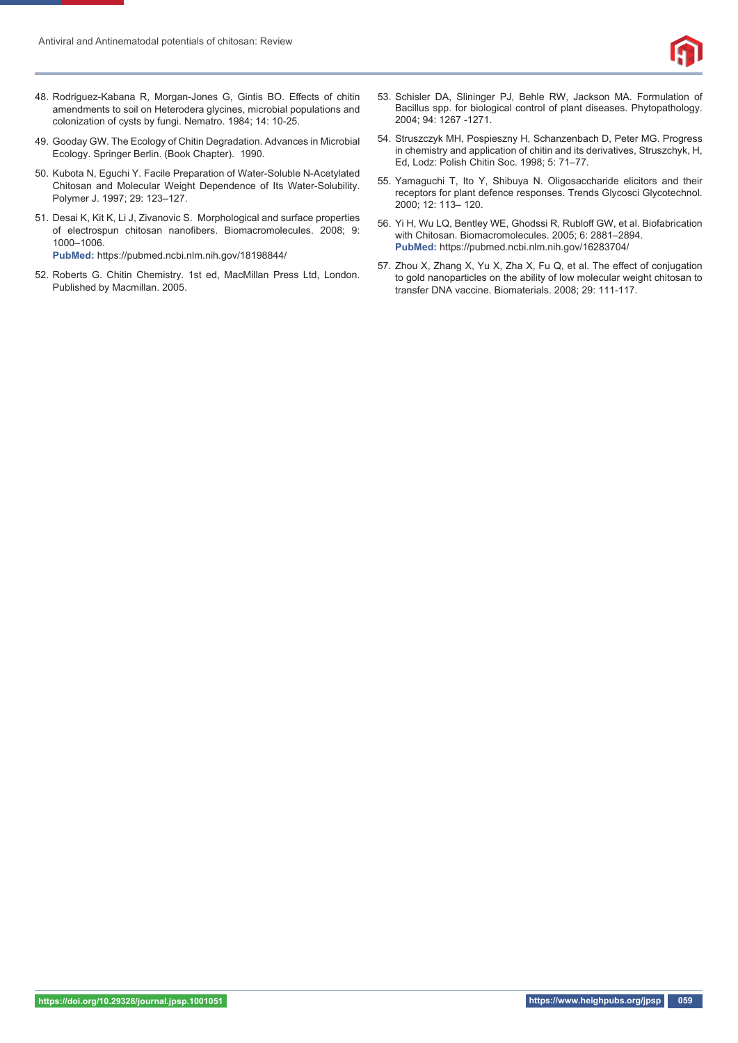48. Rodriguez-Kabana R, Morgan-Jones G, Gintis BO. Effects of chitin amendments to soil on Heterodera glycines, microbial populations and colonization of cysts by fungi. Nematro. 1984; 14: 10-25.

49. Gooday GW. The Ecology of Chitin Degradation. Advances in Microbial Ecology. Springer Berlin. (Book Chapter). 1990.

50. Kubota N, Eguchi Y. Facile Preparation of Water-Soluble N-Acetylated Chitosan and Molecular Weight Dependence of Its Water-Solubility. Polymer J. 1997; 29: 123–127.

51. Desai K, Kit K, Li J, Zivanovic S. Morphological and surface properties of electrospun chitosan nanofibers. Biomacromolecules. 2008; 9: 1000–1006.
**PubMed:** https://pubmed.ncbi.nlm.nih.gov/18198844/

52. Roberts G. Chitin Chemistry. 1st ed, MacMillan Press Ltd, London. Published by Macmillan. 2005.

53. Schisler DA, Slininger PJ, Behle RW, Jackson MA. Formulation of Bacillus spp. for biological control of plant diseases. Phytopathology. 2004; 94: 1267 -1271.

54. Struszczyk MH, Pospieszny H, Schanzenbach D, Peter MG. Progress in chemistry and application of chitin and its derivatives, Struszchyk, H, Ed, Lodz: Polish Chitin Soc. 1998; 5: 71–77.

55. Yamaguchi T, Ito Y, Shibuya N. Oligosaccharide elicitors and their receptors for plant defence responses. Trends Glycosci Glycotechnol. 2000; 12: 113– 120.

56. Yi H, Wu LQ, Bentley WE, Ghodssi R, Rubloff GW, et al. Biofabrication with Chitosan. Biomacromolecules. 2005; 6: 2881–2894.
**PubMed:** https://pubmed.ncbi.nlm.nih.gov/16283704/

57. Zhou X, Zhang X, Yu X, Zha X, Fu Q, et al. The effect of conjugation to gold nanoparticles on the ability of low molecular weight chitosan to transfer DNA vaccine. Biomaterials. 2008; 29: 111-117.